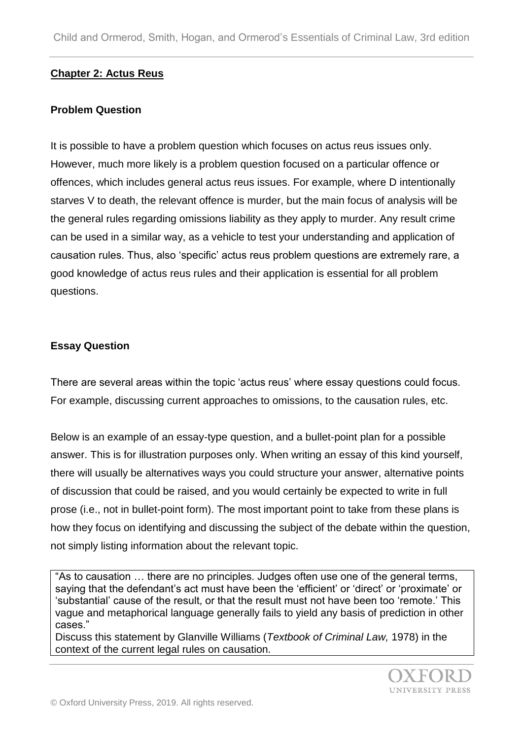## Chapter 2: Actus Reus

### Problem Question

It is possible to have a problem question which focuses on actus reus issues only. However, much more likely is a problem question focused on a particular offence or offences, which includes general actus reus issues. For example, where D intentionally starves V to death, the relevant offence is murder, but the main focus of analysis will be the general rules regarding omissions liability as they apply to murder. Any result crime can be used in a similar way, as a vehicle to test your understanding and application of causation rules. Thus, also 'specific' actus reus problem questions are extremely rare, a good knowledge of actus reus rules and their application is essential for all problem questions.

### Essay Question

There are several areas within the topic 'actus reus' where essay questions could focus. For example, discussing current approaches to omissions, to the causation rules, etc.

Below is an example of an essay-type question, and a bullet-point plan for a possible answer. This is for illustration purposes only. When writing an essay of this kind yourself, there will usually be alternatives ways you could structure your answer, alternative points of discussion that could be raised, and you would certainly be expected to write in full prose (i.e., not in bullet-point form). The most important point to take from these plans is how they focus on identifying and discussing the subject of the debate within the question, not simply listing information about the relevant topic.

> "As to causation … there are no principles. Judges often use one of the general terms, saying that the defendant's act must have been the 'efficient' or 'direct' or 'proximate' or 'substantial' cause of the result, or that the result must not have been too 'remote.' This vague and metaphorical language generally fails to yield any basis of prediction in other cases."
>
> Discuss this statement by Glanville Williams (*Textbook of Criminal Law,* 1978) in the context of the current legal rules on causation.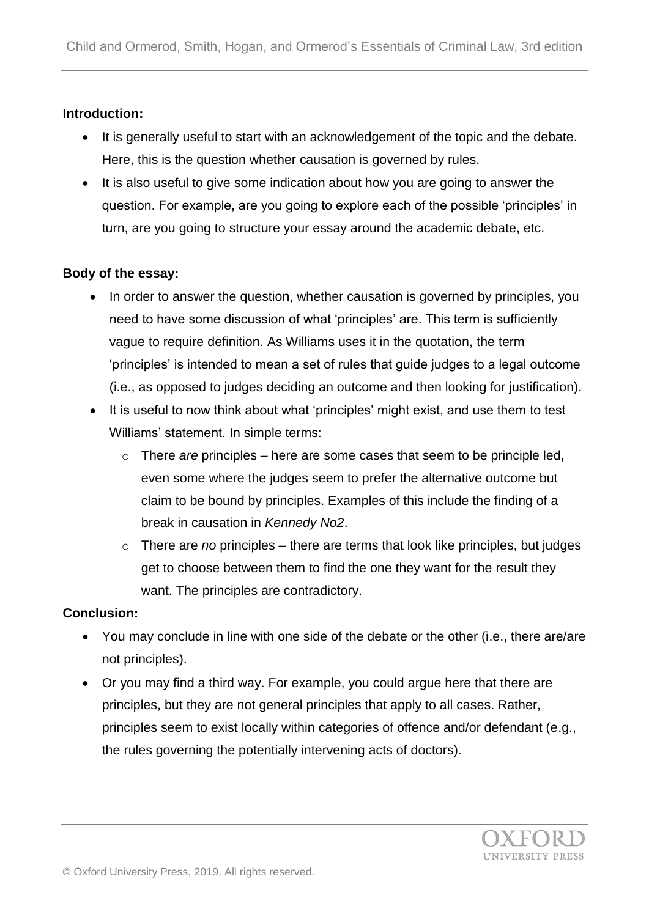**Introduction:**

- It is generally useful to start with an acknowledgement of the topic and the debate. Here, this is the question whether causation is governed by rules.
- It is also useful to give some indication about how you are going to answer the question. For example, are you going to explore each of the possible 'principles' in turn, are you going to structure your essay around the academic debate, etc.

**Body of the essay:**

- In order to answer the question, whether causation is governed by principles, you need to have some discussion of what 'principles' are. This term is sufficiently vague to require definition. As Williams uses it in the quotation, the term 'principles' is intended to mean a set of rules that guide judges to a legal outcome (i.e., as opposed to judges deciding an outcome and then looking for justification).
- It is useful to now think about what 'principles' might exist, and use them to test Williams' statement. In simple terms:
  - There *are* principles – here are some cases that seem to be principle led, even some where the judges seem to prefer the alternative outcome but claim to be bound by principles. Examples of this include the finding of a break in causation in *Kennedy No2*.
  - There are *no* principles – there are terms that look like principles, but judges get to choose between them to find the one they want for the result they want. The principles are contradictory.

**Conclusion:**

- You may conclude in line with one side of the debate or the other (i.e., there are/are not principles).
- Or you may find a third way. For example, you could argue here that there are principles, but they are not general principles that apply to all cases. Rather, principles seem to exist locally within categories of offence and/or defendant (e.g., the rules governing the potentially intervening acts of doctors).